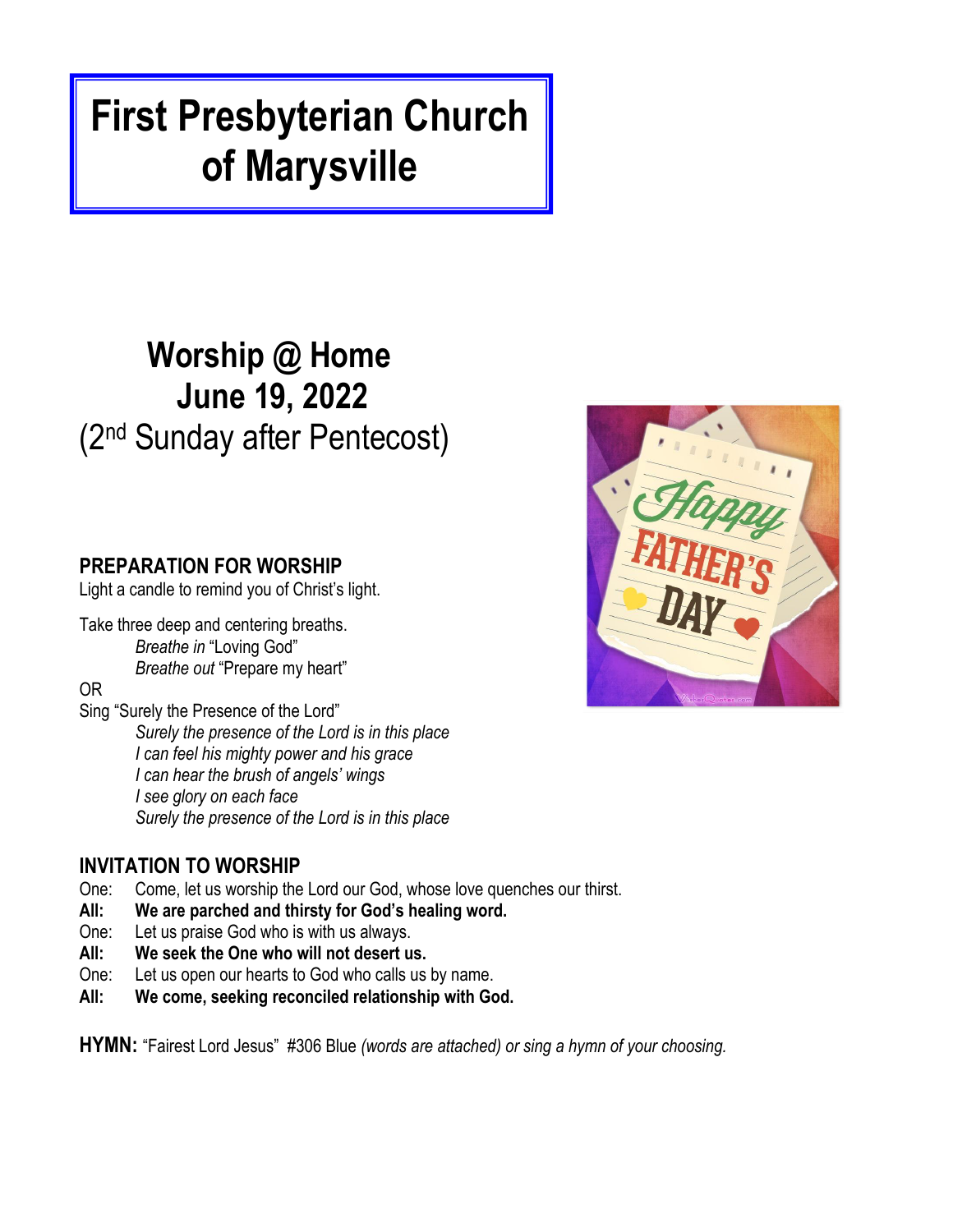# First Presbyterian Church of Marysville

## Worship @ Home
## June 19, 2022
(2nd Sunday after Pentecost)

### PREPARATION FOR WORSHIP

Light a candle to remind you of Christ's light.

Take three deep and centering breaths.
*Breathe in* "Loving God"
*Breathe out* "Prepare my heart"

OR

Sing "Surely the Presence of the Lord"
*Surely the presence of the Lord is in this place*
*I can feel his mighty power and his grace*
*I can hear the brush of angels' wings*
*I see glory on each face*
*Surely the presence of the Lord is in this place*

### INVITATION TO WORSHIP

One: Come, let us worship the Lord our God, whose love quenches our thirst.
**All: We are parched and thirsty for God's healing word.**
One: Let us praise God who is with us always.
**All: We seek the One who will not desert us.**
One: Let us open our hearts to God who calls us by name.
**All: We come, seeking reconciled relationship with God.**

**HYMN:** "Fairest Lord Jesus" #306 Blue *(words are attached) or sing a hymn of your choosing.*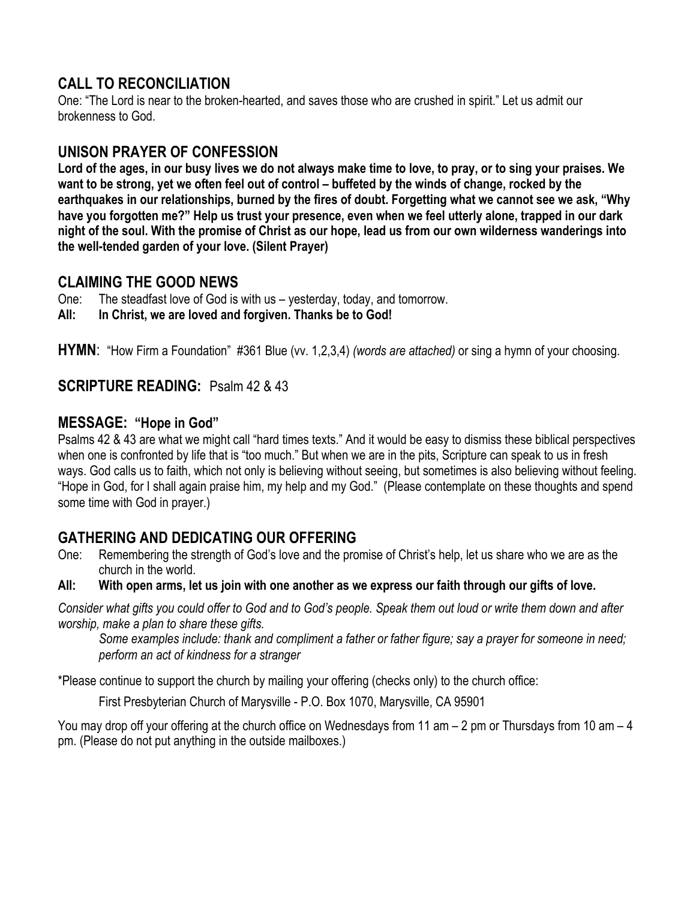## CALL TO RECONCILIATION

One: "The Lord is near to the broken-hearted, and saves those who are crushed in spirit." Let us admit our brokenness to God.

## UNISON PRAYER OF CONFESSION

**Lord of the ages, in our busy lives we do not always make time to love, to pray, or to sing your praises. We want to be strong, yet we often feel out of control – buffeted by the winds of change, rocked by the earthquakes in our relationships, burned by the fires of doubt. Forgetting what we cannot see we ask, "Why have you forgotten me?" Help us trust your presence, even when we feel utterly alone, trapped in our dark night of the soul. With the promise of Christ as our hope, lead us from our own wilderness wanderings into the well-tended garden of your love. (Silent Prayer)**

## CLAIMING THE GOOD NEWS

One: The steadfast love of God is with us – yesterday, today, and tomorrow.

**All: In Christ, we are loved and forgiven. Thanks be to God!**

**HYMN**: "How Firm a Foundation" #361 Blue (vv. 1,2,3,4) *(words are attached)* or sing a hymn of your choosing.

## SCRIPTURE READING: Psalm 42 & 43

## MESSAGE: "Hope in God"

Psalms 42 & 43 are what we might call "hard times texts." And it would be easy to dismiss these biblical perspectives when one is confronted by life that is "too much." But when we are in the pits, Scripture can speak to us in fresh ways. God calls us to faith, which not only is believing without seeing, but sometimes is also believing without feeling. "Hope in God, for I shall again praise him, my help and my God." (Please contemplate on these thoughts and spend some time with God in prayer.)

## GATHERING AND DEDICATING OUR OFFERING

One: Remembering the strength of God's love and the promise of Christ's help, let us share who we are as the church in the world.

**All: With open arms, let us join with one another as we express our faith through our gifts of love.**

*Consider what gifts you could offer to God and to God's people. Speak them out loud or write them down and after worship, make a plan to share these gifts.*

*Some examples include: thank and compliment a father or father figure; say a prayer for someone in need; perform an act of kindness for a stranger*

*Please continue to support the church by mailing your offering (checks only) to the church office:

First Presbyterian Church of Marysville - P.O. Box 1070, Marysville, CA 95901

You may drop off your offering at the church office on Wednesdays from 11 am – 2 pm or Thursdays from 10 am – 4 pm. (Please do not put anything in the outside mailboxes.)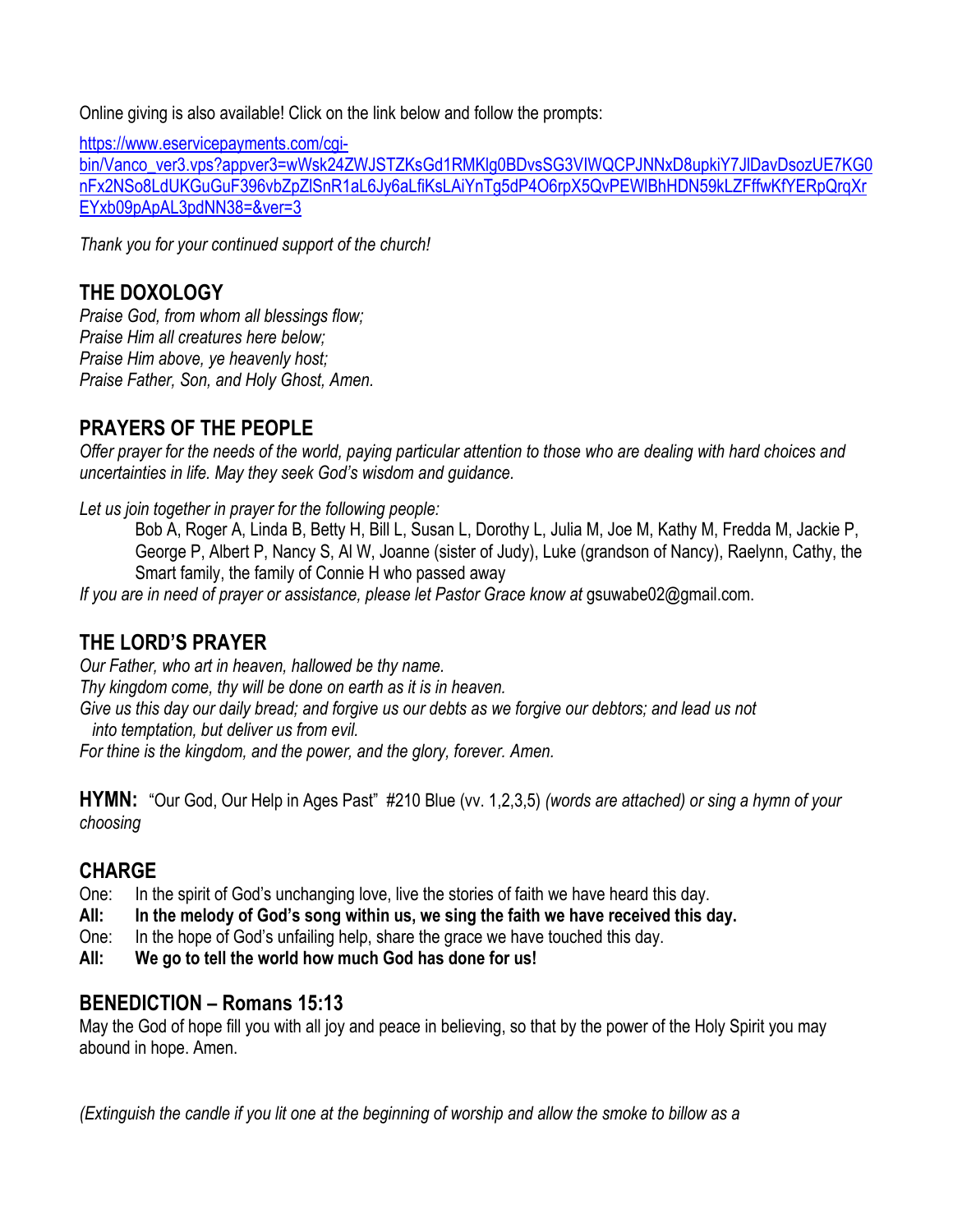Online giving is also available! Click on the link below and follow the prompts:

[https://www.eservicepayments.com/cgi-bin/Vanco_ver3.vps?appver3=wWsk24ZWJSTZKsGd1RMKlg0BDvsSG3VIWQCPJNNxD8upkiY7JlDavDsozUE7KG0nFx2NSo8LdUKGuGuF396vbZpZlSnR1aL6Jy6aLfiKsLAiYnTg5dP4O6rpX5QvPEWlBhHDN59kLZFffwKfYERpQrqXrEYxb09pApAL3pdNN38=&ver=3](https://www.eservicepayments.com/cgi-bin/Vanco_ver3.vps?appver3=wWsk24ZWJSTZKsGd1RMKlg0BDvsSG3VIWQCPJNNxD8upkiY7JlDavDsozUE7KG0nFx2NSo8LdUKGuGuF396vbZpZlSnR1aL6Jy6aLfiKsLAiYnTg5dP4O6rpX5QvPEWlBhHDN59kLZFffwKfYERpQrqXrEYxb09pApAL3pdNN38=&ver=3)

*Thank you for your continued support of the church!*

## THE DOXOLOGY

*Praise God, from whom all blessings flow;*
*Praise Him all creatures here below;*
*Praise Him above, ye heavenly host;*
*Praise Father, Son, and Holy Ghost, Amen.*

## PRAYERS OF THE PEOPLE

*Offer prayer for the needs of the world, paying particular attention to those who are dealing with hard choices and uncertainties in life. May they seek God's wisdom and guidance.*

*Let us join together in prayer for the following people:*

Bob A, Roger A, Linda B, Betty H, Bill L, Susan L, Dorothy L, Julia M, Joe M, Kathy M, Fredda M, Jackie P, George P, Albert P, Nancy S, Al W, Joanne (sister of Judy), Luke (grandson of Nancy), Raelynn, Cathy, the Smart family, the family of Connie H who passed away

*If you are in need of prayer or assistance, please let Pastor Grace know at* gsuwabe02@gmail.com.

## THE LORD'S PRAYER

*Our Father, who art in heaven, hallowed be thy name.*
*Thy kingdom come, thy will be done on earth as it is in heaven.*
*Give us this day our daily bread; and forgive us our debts as we forgive our debtors; and lead us not into temptation, but deliver us from evil.*
*For thine is the kingdom, and the power, and the glory, forever. Amen.*

**HYMN:** "Our God, Our Help in Ages Past" #210 Blue (vv. 1,2,3,5) *(words are attached) or sing a hymn of your choosing*

## CHARGE

One: In the spirit of God's unchanging love, live the stories of faith we have heard this day.
**All: In the melody of God's song within us, we sing the faith we have received this day.**
One: In the hope of God's unfailing help, share the grace we have touched this day.
**All: We go to tell the world how much God has done for us!**

## BENEDICTION – Romans 15:13

May the God of hope fill you with all joy and peace in believing, so that by the power of the Holy Spirit you may abound in hope. Amen.

*(Extinguish the candle if you lit one at the beginning of worship and allow the smoke to billow as a*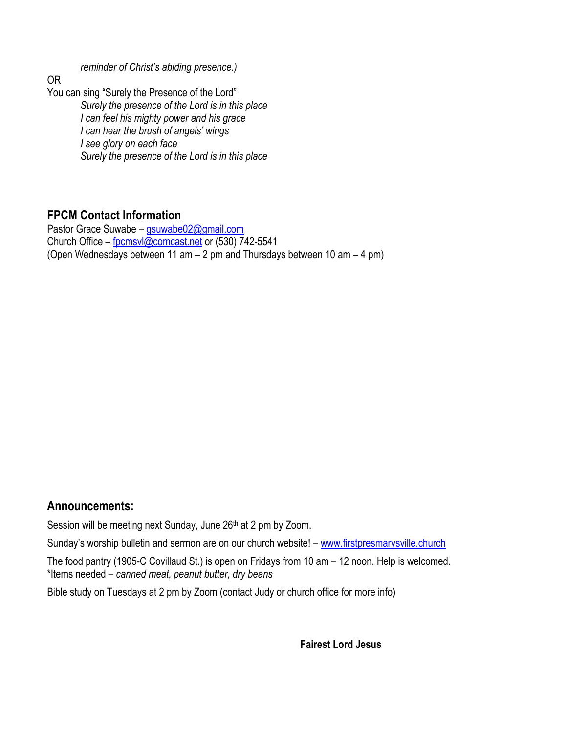*reminder of Christ's abiding presence.)*

OR

You can sing "Surely the Presence of the Lord"

*Surely the presence of the Lord is in this place*
*I can feel his mighty power and his grace*
*I can hear the brush of angels' wings*
*I see glory on each face*
*Surely the presence of the Lord is in this place*

## FPCM Contact Information

Pastor Grace Suwabe – gsuwabe02@gmail.com
Church Office – fpcmsvl@comcast.net or (530) 742-5541
(Open Wednesdays between 11 am – 2 pm and Thursdays between 10 am – 4 pm)

## Announcements:

Session will be meeting next Sunday, June 26th at 2 pm by Zoom.

Sunday's worship bulletin and sermon are on our church website! – www.firstpresmarysville.church

The food pantry (1905-C Covillaud St.) is open on Fridays from 10 am – 12 noon. Help is welcomed.
*Items needed – *canned meat, peanut butter, dry beans*

Bible study on Tuesdays at 2 pm by Zoom (contact Judy or church office for more info)

**Fairest Lord Jesus**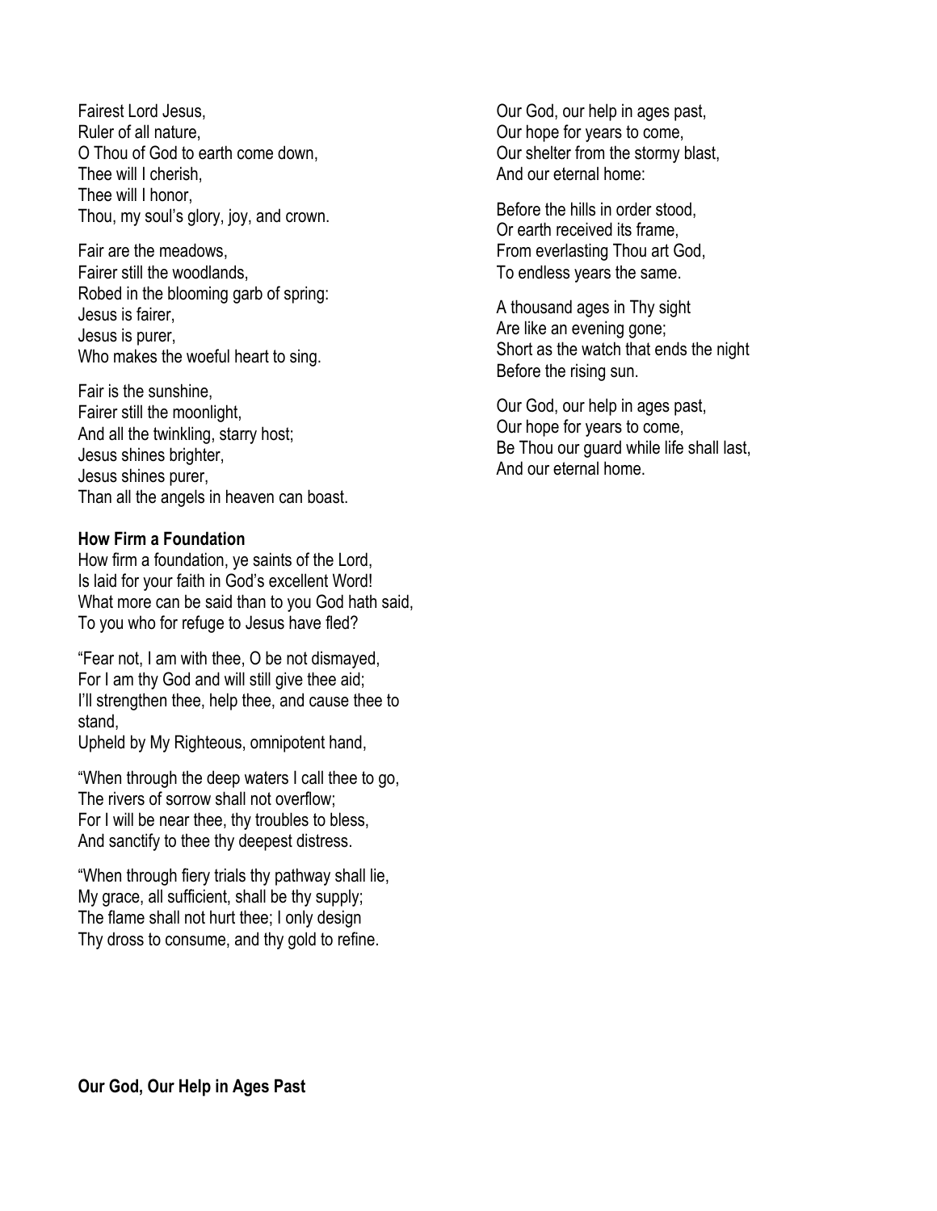Fairest Lord Jesus,
Ruler of all nature,
O Thou of God to earth come down,
Thee will I cherish,
Thee will I honor,
Thou, my soul's glory, joy, and crown.

Fair are the meadows,
Fairer still the woodlands,
Robed in the blooming garb of spring:
Jesus is fairer,
Jesus is purer,
Who makes the woeful heart to sing.

Fair is the sunshine,
Fairer still the moonlight,
And all the twinkling, starry host;
Jesus shines brighter,
Jesus shines purer,
Than all the angels in heaven can boast.

**How Firm a Foundation**

How firm a foundation, ye saints of the Lord,
Is laid for your faith in God's excellent Word!
What more can be said than to you God hath said,
To you who for refuge to Jesus have fled?

"Fear not, I am with thee, O be not dismayed,
For I am thy God and will still give thee aid;
I'll strengthen thee, help thee, and cause thee to stand,
Upheld by My Righteous, omnipotent hand,

"When through the deep waters I call thee to go,
The rivers of sorrow shall not overflow;
For I will be near thee, thy troubles to bless,
And sanctify to thee thy deepest distress.

"When through fiery trials thy pathway shall lie,
My grace, all sufficient, shall be thy supply;
The flame shall not hurt thee; I only design
Thy dross to consume, and thy gold to refine.

**Our God, Our Help in Ages Past**

Our God, our help in ages past,
Our hope for years to come,
Our shelter from the stormy blast,
And our eternal home:

Before the hills in order stood,
Or earth received its frame,
From everlasting Thou art God,
To endless years the same.

A thousand ages in Thy sight
Are like an evening gone;
Short as the watch that ends the night
Before the rising sun.

Our God, our help in ages past,
Our hope for years to come,
Be Thou our guard while life shall last,
And our eternal home.